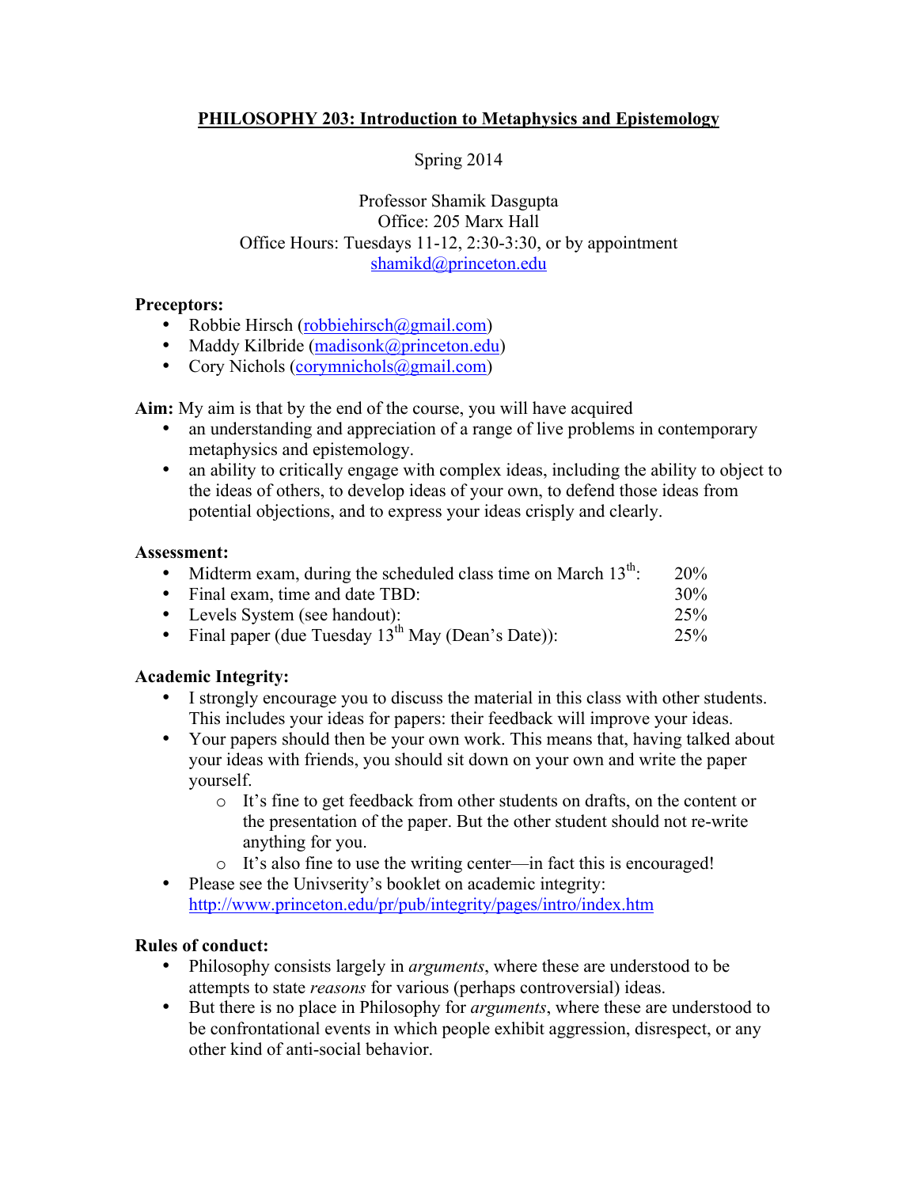# PHILOSOPHY 203: Introduction to Metaphysics and Epistemology

Spring 2014

Professor Shamik Dasgupta
Office: 205 Marx Hall
Office Hours: Tuesdays 11-12, 2:30-3:30, or by appointment
shamikd@princeton.edu

**Preceptors:**

- Robbie Hirsch (robbiehirsch@gmail.com)
- Maddy Kilbride (madisonk@princeton.edu)
- Cory Nichols (corymnichols@gmail.com)

**Aim:** My aim is that by the end of the course, you will have acquired

- an understanding and appreciation of a range of live problems in contemporary metaphysics and epistemology.
- an ability to critically engage with complex ideas, including the ability to object to the ideas of others, to develop ideas of your own, to defend those ideas from potential objections, and to express your ideas crisply and clearly.

**Assessment:**

- Midterm exam, during the scheduled class time on March 13th: 20%
- Final exam, time and date TBD: 30%
- Levels System (see handout): 25%
- Final paper (due Tuesday 13th May (Dean's Date)): 25%

**Academic Integrity:**

- I strongly encourage you to discuss the material in this class with other students. This includes your ideas for papers: their feedback will improve your ideas.
- Your papers should then be your own work. This means that, having talked about your ideas with friends, you should sit down on your own and write the paper yourself.
  - It's fine to get feedback from other students on drafts, on the content or the presentation of the paper. But the other student should not re-write anything for you.
  - It's also fine to use the writing center—in fact this is encouraged!
- Please see the Univserity's booklet on academic integrity: http://www.princeton.edu/pr/pub/integrity/pages/intro/index.htm

**Rules of conduct:**

- Philosophy consists largely in *arguments*, where these are understood to be attempts to state *reasons* for various (perhaps controversial) ideas.
- But there is no place in Philosophy for *arguments*, where these are understood to be confrontational events in which people exhibit aggression, disrespect, or any other kind of anti-social behavior.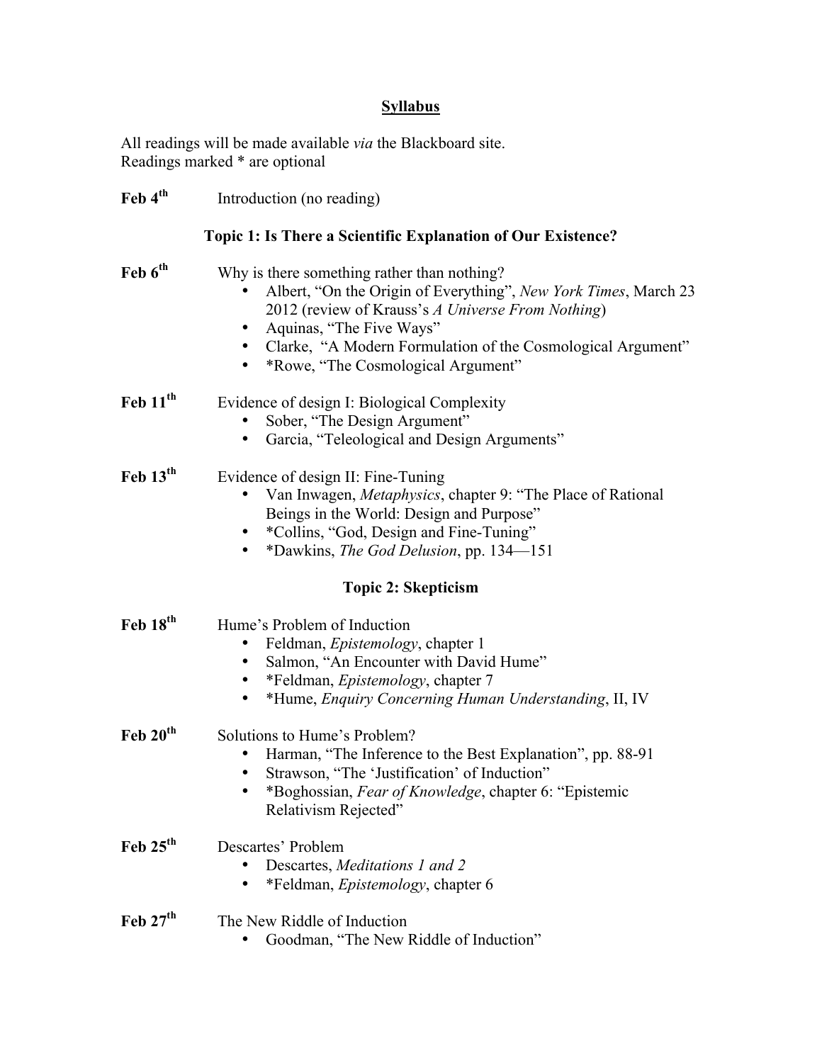## Syllabus

All readings will be made available *via* the Blackboard site.
Readings marked * are optional

**Feb 4th** Introduction (no reading)

### Topic 1: Is There a Scientific Explanation of Our Existence?

**Feb 6th** Why is there something rather than nothing?

- Albert, "On the Origin of Everything", *New York Times*, March 23 2012 (review of Krauss's *A Universe From Nothing*)
- Aquinas, "The Five Ways"
- Clarke, "A Modern Formulation of the Cosmological Argument"
- *Rowe, "The Cosmological Argument"

**Feb 11th** Evidence of design I: Biological Complexity

- Sober, "The Design Argument"
- Garcia, "Teleological and Design Arguments"

**Feb 13th** Evidence of design II: Fine-Tuning

- Van Inwagen, *Metaphysics*, chapter 9: "The Place of Rational Beings in the World: Design and Purpose"
- *Collins, "God, Design and Fine-Tuning"
- *Dawkins, *The God Delusion*, pp. 134—151

### Topic 2: Skepticism

**Feb 18th** Hume's Problem of Induction

- Feldman, *Epistemology*, chapter 1
- Salmon, "An Encounter with David Hume"
- *Feldman, *Epistemology*, chapter 7
- *Hume, *Enquiry Concerning Human Understanding*, II, IV

**Feb 20th** Solutions to Hume's Problem?

- Harman, "The Inference to the Best Explanation", pp. 88-91
- Strawson, "The 'Justification' of Induction"
- *Boghossian, *Fear of Knowledge*, chapter 6: "Epistemic Relativism Rejected"

**Feb 25th** Descartes' Problem

- Descartes, *Meditations 1 and 2*
- *Feldman, *Epistemology*, chapter 6

**Feb 27th** The New Riddle of Induction

- Goodman, "The New Riddle of Induction"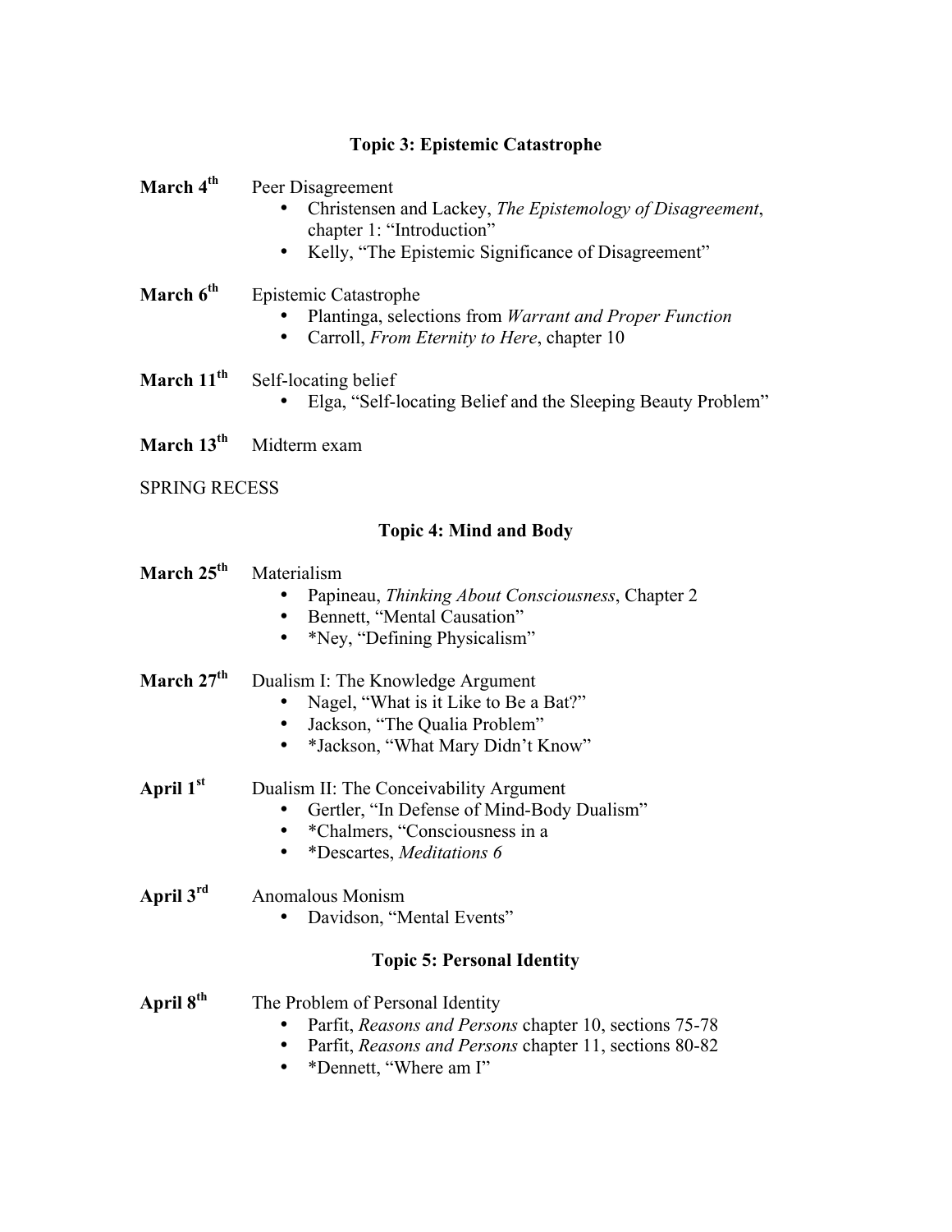## Topic 3: Epistemic Catastrophe

**March 4th** Peer Disagreement

- Christensen and Lackey, *The Epistemology of Disagreement*, chapter 1: "Introduction"
- Kelly, "The Epistemic Significance of Disagreement"

**March 6th** Epistemic Catastrophe

- Plantinga, selections from *Warrant and Proper Function*
- Carroll, *From Eternity to Here*, chapter 10

**March 11th** Self-locating belief

- Elga, "Self-locating Belief and the Sleeping Beauty Problem"

**March 13th** Midterm exam

SPRING RECESS

## Topic 4: Mind and Body

**March 25th** Materialism

- Papineau, *Thinking About Consciousness*, Chapter 2
- Bennett, "Mental Causation"
- *Ney, "Defining Physicalism"

**March 27th** Dualism I: The Knowledge Argument

- Nagel, "What is it Like to Be a Bat?"
- Jackson, "The Qualia Problem"
- *Jackson, "What Mary Didn't Know"

**April 1st** Dualism II: The Conceivability Argument

- Gertler, "In Defense of Mind-Body Dualism"
- *Chalmers, "Consciousness in a
- *Descartes, *Meditations 6*

**April 3rd** Anomalous Monism

- Davidson, "Mental Events"

## Topic 5: Personal Identity

**April 8th** The Problem of Personal Identity

- Parfit, *Reasons and Persons* chapter 10, sections 75-78
- Parfit, *Reasons and Persons* chapter 11, sections 80-82
- *Dennett, "Where am I"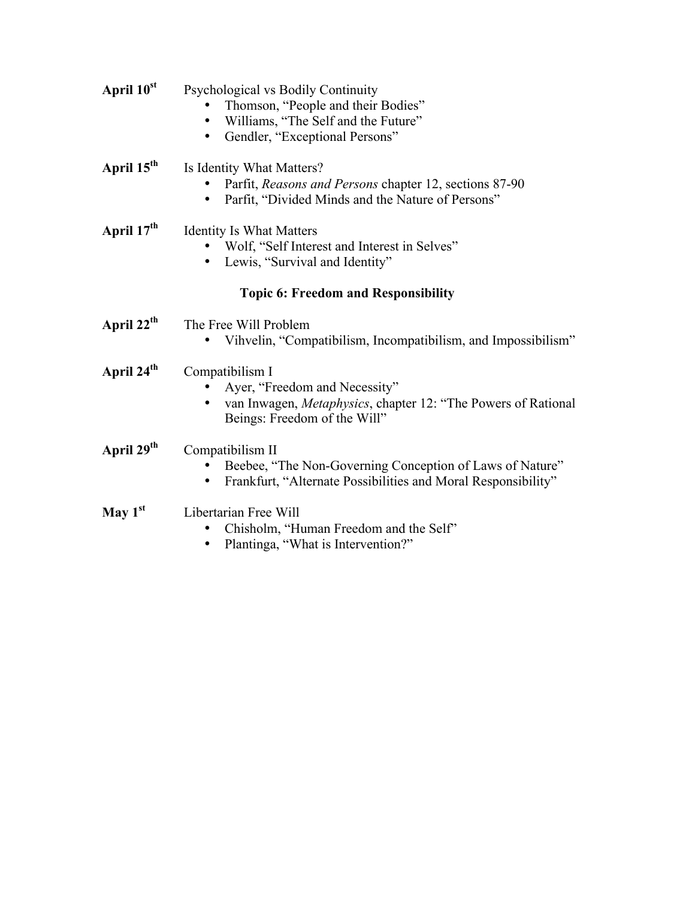**April 10st** Psychological vs Bodily Continuity

- Thomson, "People and their Bodies"
- Williams, "The Self and the Future"
- Gendler, "Exceptional Persons"

**April 15th** Is Identity What Matters?

- Parfit, *Reasons and Persons* chapter 12, sections 87-90
- Parfit, "Divided Minds and the Nature of Persons"

**April 17th** Identity Is What Matters

- Wolf, "Self Interest and Interest in Selves"
- Lewis, "Survival and Identity"

### Topic 6: Freedom and Responsibility

**April 22th** The Free Will Problem

- Vihvelin, "Compatibilism, Incompatibilism, and Impossibilism"

**April 24th** Compatibilism I

- Ayer, "Freedom and Necessity"
- van Inwagen, *Metaphysics*, chapter 12: "The Powers of Rational Beings: Freedom of the Will"

**April 29th** Compatibilism II

- Beebee, "The Non-Governing Conception of Laws of Nature"
- Frankfurt, "Alternate Possibilities and Moral Responsibility"

**May 1st** Libertarian Free Will

- Chisholm, "Human Freedom and the Self"
- Plantinga, "What is Intervention?"